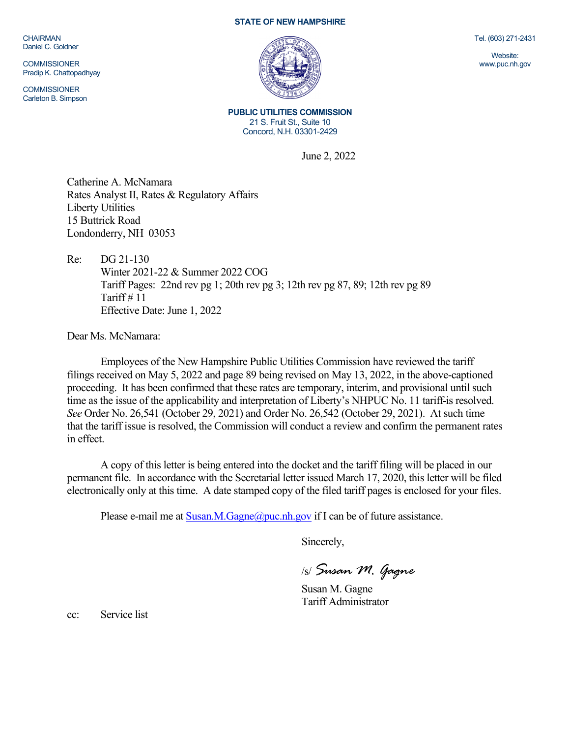STATE OF NEW HAMPSHIRE

CHAIRMAN
Daniel C. Goldner

COMMISSIONER
Pradip K. Chattopadhyay

COMMISSIONER
Carleton B. Simpson

Tel. (603) 271-2431

Website:
www.puc.nh.gov

**PUBLIC UTILITIES COMMISSION**
21 S. Fruit St., Suite 10
Concord, N.H. 03301-2429

June 2, 2022

Catherine A. McNamara
Rates Analyst II, Rates & Regulatory Affairs
Liberty Utilities
15 Buttrick Road
Londonderry, NH 03053

Re: DG 21-130
Winter 2021-22 & Summer 2022 COG
Tariff Pages: 22nd rev pg 1; 20th rev pg 3; 12th rev pg 87, 89; 12th rev pg 89
Tariff # 11
Effective Date: June 1, 2022

Dear Ms. McNamara:

Employees of the New Hampshire Public Utilities Commission have reviewed the tariff filings received on May 5, 2022 and page 89 being revised on May 13, 2022, in the above-captioned proceeding. It has been confirmed that these rates are temporary, interim, and provisional until such time as the issue of the applicability and interpretation of Liberty's NHPUC No. 11 tariff-is resolved. *See* Order No. 26,541 (October 29, 2021) and Order No. 26,542 (October 29, 2021). At such time that the tariff issue is resolved, the Commission will conduct a review and confirm the permanent rates in effect.

A copy of this letter is being entered into the docket and the tariff filing will be placed in our permanent file. In accordance with the Secretarial letter issued March 17, 2020, this letter will be filed electronically only at this time. A date stamped copy of the filed tariff pages is enclosed for your files.

Please e-mail me at Susan.M.Gagne@puc.nh.gov if I can be of future assistance.

Sincerely,

/s/ *Susan M. Gagne*

Susan M. Gagne
Tariff Administrator

cc: Service list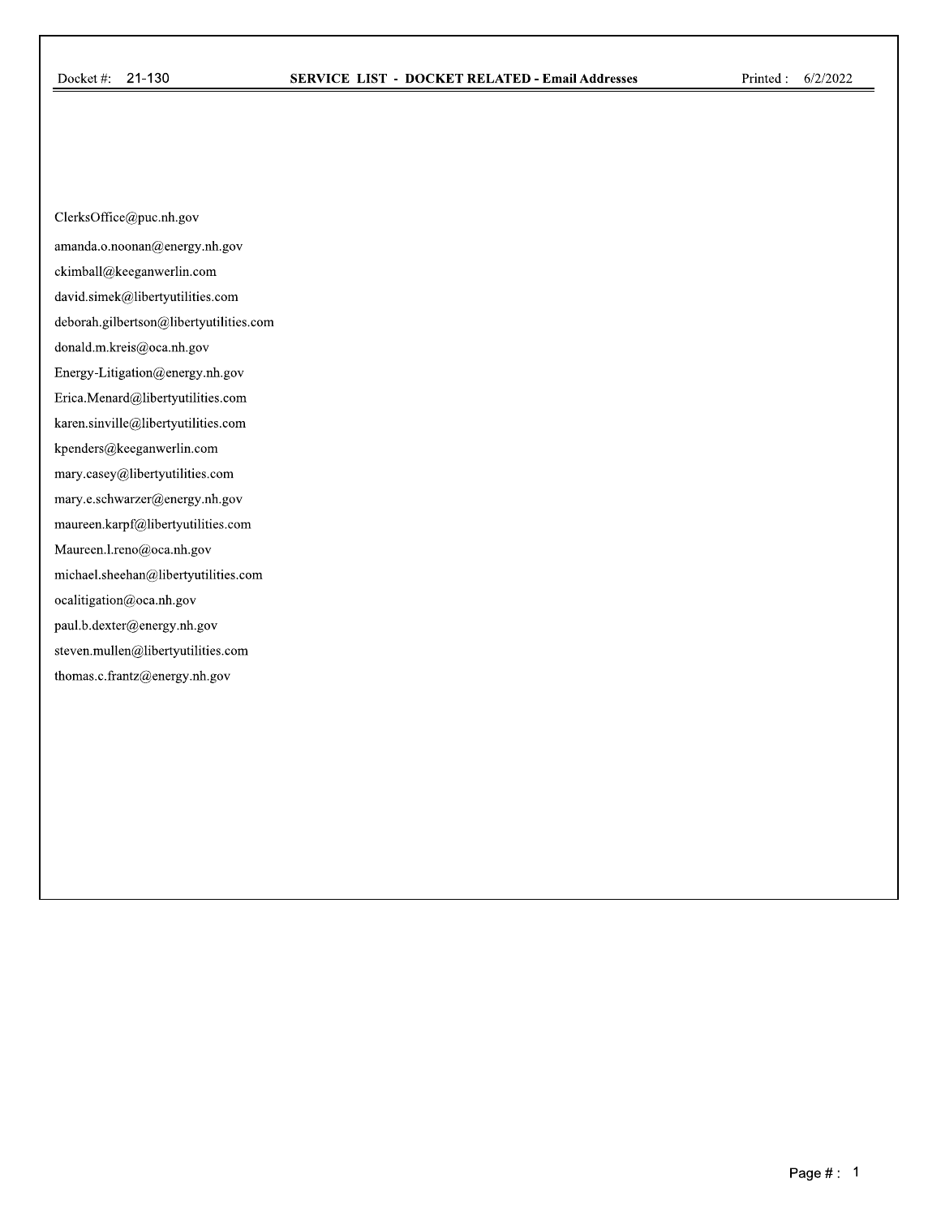Docket #: 21-130 **SERVICE LIST - DOCKET RELATED - Email Addresses** Printed : 6/2/2022

ClerksOffice@puc.nh.gov

amanda.o.noonan@energy.nh.gov

ckimball@keeganwerlin.com

david.simek@libertyutilities.com

deborah.gilbertson@libertyutilities.com

donald.m.kreis@oca.nh.gov

Energy-Litigation@energy.nh.gov

Erica.Menard@libertyutilities.com

karen.sinville@libertyutilities.com

kpenders@keeganwerlin.com

mary.casey@libertyutilities.com

mary.e.schwarzer@energy.nh.gov

maureen.karpf@libertyutilities.com

Maureen.l.reno@oca.nh.gov

michael.sheehan@libertyutilities.com

ocalitigation@oca.nh.gov

paul.b.dexter@energy.nh.gov

steven.mullen@libertyutilities.com

thomas.c.frantz@energy.nh.gov